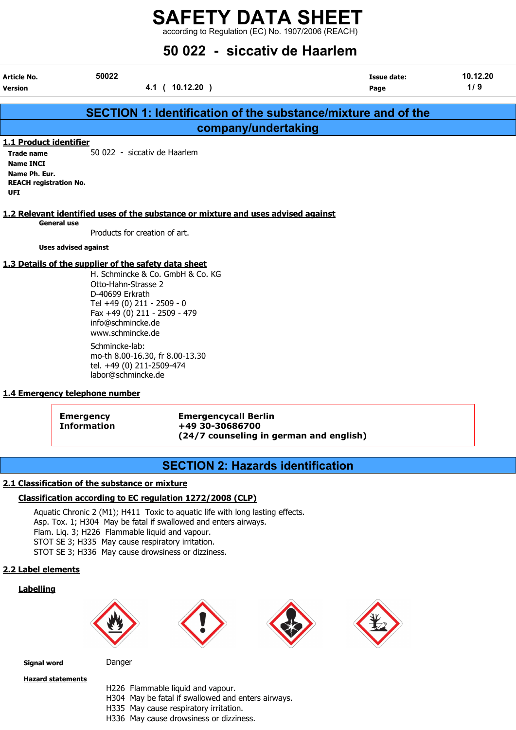# SAFETY DATA SHEET

according to Regulation (EC) No. 1907/2006 (REACH)

## 50 022 - siccativ de Haarlem

| | | | |
|---|---|---|---|
| **Article No.** | 50022 | **Issue date:** | 10.12.20 |
| **Version** | 4.1 ( 10.12.20 ) | **Page** | 1/ 9 |

## SECTION 1: Identification of the substance/mixture and of the company/undertaking

### 1.1 Product identifier

**Trade name** 50 022 - siccativ de Haarlem

**Name INCI**

**Name Ph. Eur.**

**REACH registration No.**

**UFI**

### 1.2 Relevant identified uses of the substance or mixture and uses advised against

**General use**

Products for creation of art.

**Uses advised against**

### 1.3 Details of the supplier of the safety data sheet

H. Schmincke & Co. GmbH & Co. KG
Otto-Hahn-Strasse 2
D-40699 Erkrath
Tel +49 (0) 211 - 2509 - 0
Fax +49 (0) 211 - 2509 - 479
info@schmincke.de
www.schmincke.de

Schmincke-lab:
mo-th 8.00-16.30, fr 8.00-13.30
tel. +49 (0) 211-2509-474
labor@schmincke.de

### 1.4 Emergency telephone number

**Emergency Information** — **Emergencycall Berlin**
**+49 30-30686700**
**(24/7 counseling in german and english)**

## SECTION 2: Hazards identification

### 2.1 Classification of the substance or mixture

#### Classification according to EC regulation 1272/2008 (CLP)

Aquatic Chronic 2 (M1); H411 Toxic to aquatic life with long lasting effects.
Asp. Tox. 1; H304 May be fatal if swallowed and enters airways.
Flam. Liq. 3; H226 Flammable liquid and vapour.
STOT SE 3; H335 May cause respiratory irritation.
STOT SE 3; H336 May cause drowsiness or dizziness.

### 2.2 Label elements

#### Labelling

**Signal word** Danger

**Hazard statements**

H226 Flammable liquid and vapour.
H304 May be fatal if swallowed and enters airways.
H335 May cause respiratory irritation.
H336 May cause drowsiness or dizziness.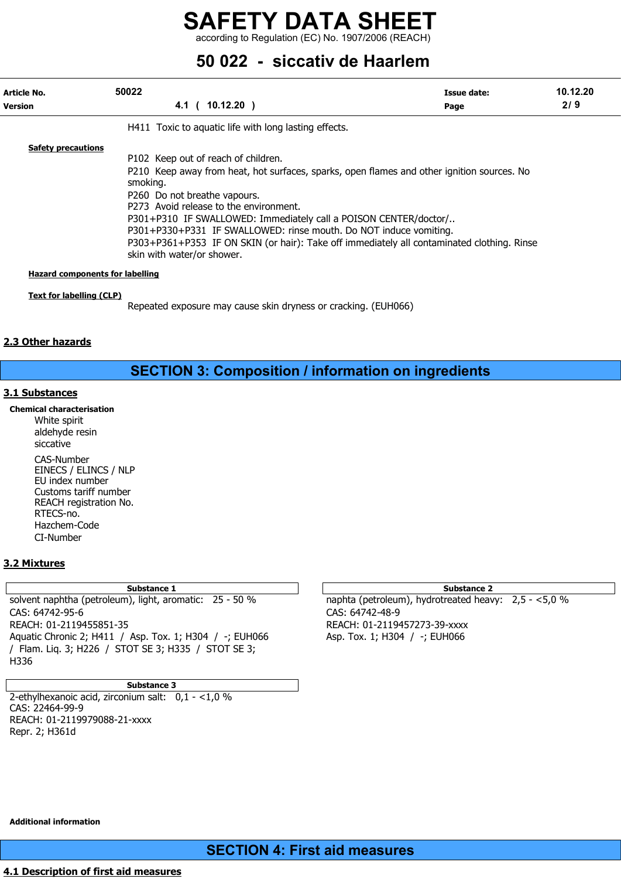H411 Toxic to aquatic life with long lasting effects.

**Safety precautions**

P102 Keep out of reach of children.
P210 Keep away from heat, hot surfaces, sparks, open flames and other ignition sources. No smoking.
P260 Do not breathe vapours.
P273 Avoid release to the environment.
P301+P310 IF SWALLOWED: Immediately call a POISON CENTER/doctor/..
P301+P330+P331 IF SWALLOWED: rinse mouth. Do NOT induce vomiting.
P303+P361+P353 IF ON SKIN (or hair): Take off immediately all contaminated clothing. Rinse skin with water/or shower.

**Hazard components for labelling**

**Text for labelling (CLP)**

Repeated exposure may cause skin dryness or cracking. (EUH066)

### 2.3 Other hazards

## SECTION 3: Composition / information on ingredients

### 3.1 Substances

**Chemical characterisation**

White spirit
aldehyde resin
siccative

CAS-Number
EINECS / ELINCS / NLP
EU index number
Customs tariff number
REACH registration No.
RTECS-no.
Hazchem-Code
CI-Number

### 3.2 Mixtures

**Substance 1**

solvent naphtha (petroleum), light, aromatic: 25 - 50 %
CAS: 64742-95-6
REACH: 01-2119455851-35
Aquatic Chronic 2; H411 / Asp. Tox. 1; H304 / -; EUH066 / Flam. Liq. 3; H226 / STOT SE 3; H335 / STOT SE 3; H336

**Substance 2**

naphta (petroleum), hydrotreated heavy: 2,5 - <5,0 %
CAS: 64742-48-9
REACH: 01-2119457273-39-xxxx
Asp. Tox. 1; H304 / -; EUH066

**Substance 3**

2-ethylhexanoic acid, zirconium salt: 0,1 - <1,0 %
CAS: 22464-99-9
REACH: 01-2119979088-21-xxxx
Repr. 2; H361d

**Additional information**

## SECTION 4: First aid measures

### 4.1 Description of first aid measures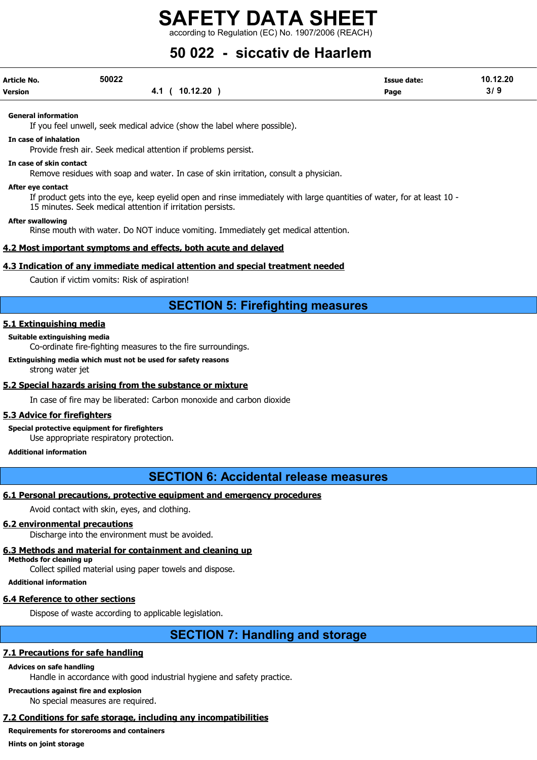**General information**

If you feel unwell, seek medical advice (show the label where possible).

**In case of inhalation**

Provide fresh air. Seek medical attention if problems persist.

**In case of skin contact**

Remove residues with soap and water. In case of skin irritation, consult a physician.

**After eye contact**

If product gets into the eye, keep eyelid open and rinse immediately with large quantities of water, for at least 10 - 15 minutes. Seek medical attention if irritation persists.

**After swallowing**

Rinse mouth with water. Do NOT induce vomiting. Immediately get medical attention.

### 4.2 Most important symptoms and effects, both acute and delayed

### 4.3 Indication of any immediate medical attention and special treatment needed

Caution if victim vomits: Risk of aspiration!

## SECTION 5: Firefighting measures

### 5.1 Extinguishing media

**Suitable extinguishing media**

Co-ordinate fire-fighting measures to the fire surroundings.

**Extinguishing media which must not be used for safety reasons**

strong water jet

### 5.2 Special hazards arising from the substance or mixture

In case of fire may be liberated: Carbon monoxide and carbon dioxide

### 5.3 Advice for firefighters

**Special protective equipment for firefighters**

Use appropriate respiratory protection.

**Additional information**

## SECTION 6: Accidental release measures

### 6.1 Personal precautions, protective equipment and emergency procedures

Avoid contact with skin, eyes, and clothing.

### 6.2 environmental precautions

Discharge into the environment must be avoided.

### 6.3 Methods and material for containment and cleaning up

**Methods for cleaning up**

Collect spilled material using paper towels and dispose.

**Additional information**

### 6.4 Reference to other sections

Dispose of waste according to applicable legislation.

## SECTION 7: Handling and storage

### 7.1 Precautions for safe handling

**Advices on safe handling**

Handle in accordance with good industrial hygiene and safety practice.

**Precautions against fire and explosion**

No special measures are required.

### 7.2 Conditions for safe storage, including any incompatibilities

**Requirements for storerooms and containers**

**Hints on joint storage**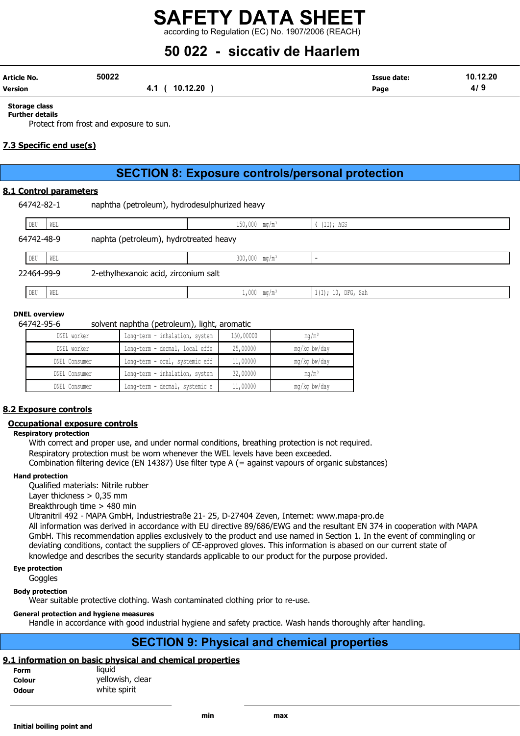**Storage class**

**Further details**

Protect from frost and exposure to sun.

## 7.3 Specific end use(s)

# SECTION 8: Exposure controls/personal protection

## 8.1 Control parameters

64742-82-1 naphtha (petroleum), hydrodesulphurized heavy

| | | | | |
|---|---|---|---|---|
| DEU | WEL | 150,000 | mg/m³ | 4 (II); AGS |

64742-48-9 naphta (petroleum), hydrotreated heavy

| | | | | |
|---|---|---|---|---|
| DEU | WEL | 300,000 | mg/m³ | - |

22464-99-9 2-ethylhexanoic acid, zirconium salt

| | | | | |
|---|---|---|---|---|
| DEU | WEL | 1,000 | mg/m³ | 1(I); 10, DFG, Sah |

**DNEL overview**

64742-95-6 solvent naphtha (petroleum), light, aromatic

| | | | |
|---|---|---|---|
| DNEL worker | Long-term - inhalation, system | 150,00000 | mg/m³ |
| DNEL worker | Long-term - dermal, local effe | 25,00000 | mg/kg bw/day |
| DNEL Consumer | Long-term - oral, systemic eff | 11,00000 | mg/kg bw/day |
| DNEL Consumer | Long-term - inhalation, system | 32,00000 | mg/m³ |
| DNEL Consumer | Long-term - dermal, systemic e | 11,00000 | mg/kg bw/day |

## 8.2 Exposure controls

### Occupational exposure controls

**Respiratory protection**

With correct and proper use, and under normal conditions, breathing protection is not required.
Respiratory protection must be worn whenever the WEL levels have been exceeded.
Combination filtering device (EN 14387) Use filter type A (= against vapours of organic substances)

**Hand protection**

Qualified materials: Nitrile rubber
Layer thickness > 0,35 mm
Breakthrough time > 480 min
Ultranitril 492 - MAPA GmbH, Industriestraße 21- 25, D-27404 Zeven, Internet: www.mapa-pro.de
All information was derived in accordance with EU directive 89/686/EWG and the resultant EN 374 in cooperation with MAPA GmbH. This recommendation applies exclusively to the product and use named in Section 1. In the event of commingling or deviating conditions, contact the suppliers of CE-approved gloves. This information is abased on our current state of knowledge and describes the security standards applicable to our product for the purpose provided.

**Eye protection**

Goggles

**Body protection**

Wear suitable protective clothing. Wash contaminated clothing prior to re-use.

**General protection and hygiene measures**

Handle in accordance with good industrial hygiene and safety practice. Wash hands thoroughly after handling.

# SECTION 9: Physical and chemical properties

## 9.1 information on basic physical and chemical properties

**Form** liquid
**Colour** yellowish, clear
**Odour** white spirit

| | min | max |
|---|---|---|
| **Initial boiling point and** | | |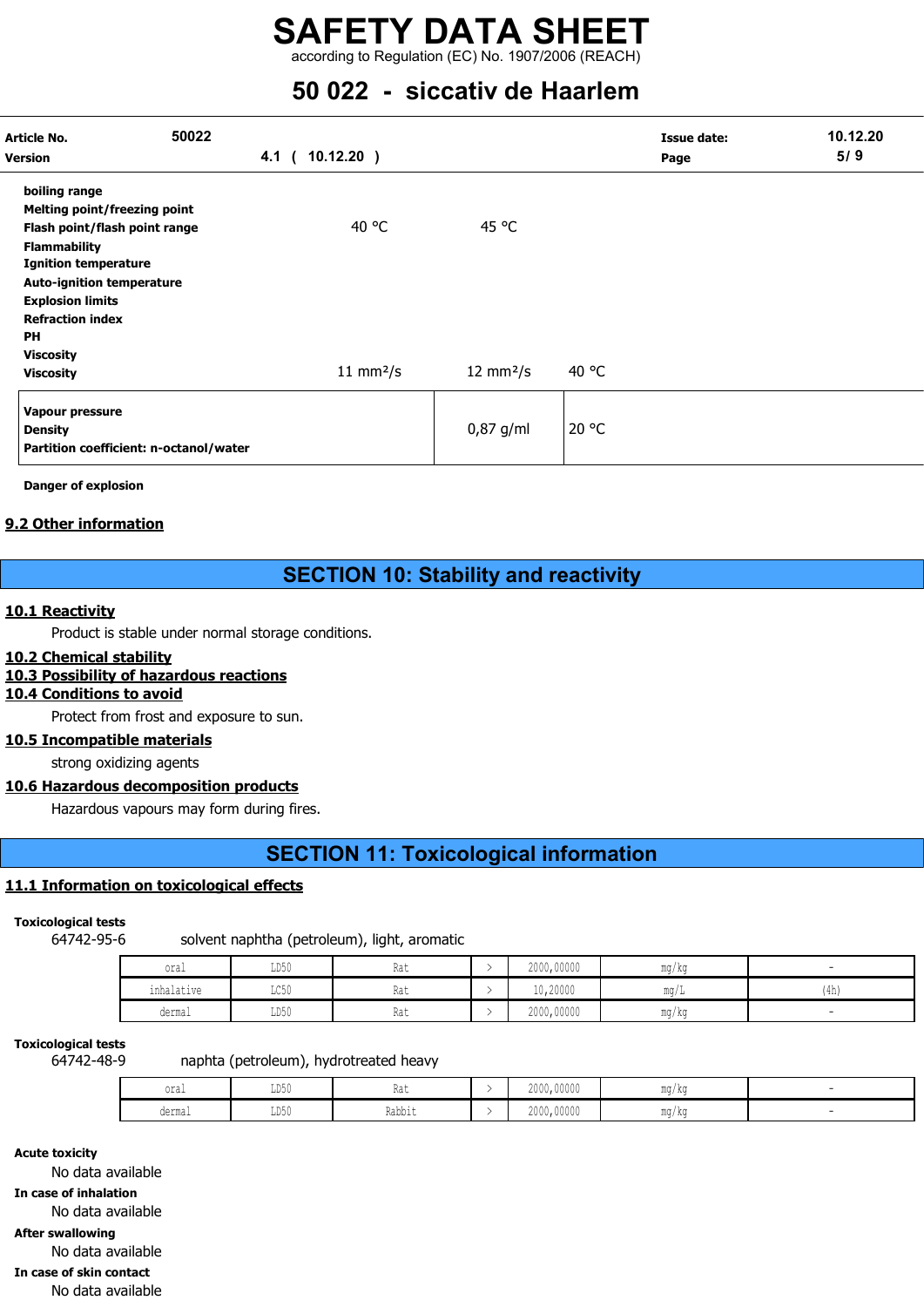# SAFETY DATA SHEET

according to Regulation (EC) No. 1907/2006 (REACH)

## 50 022 - siccativ de Haarlem

| | | | |
|---|---|---|---|
| **Article No.** | 50022 | **Issue date:** | 10.12.20 |
| **Version** | 4.1 ( 10.12.20 ) | | |

| | | | |
|---|---|---|---|
| **boiling range** | | | |
| **Melting point/freezing point** | | | |
| **Flash point/flash point range** | 40 °C | 45 °C | |
| **Flammability** | | | |
| **Ignition temperature** | | | |
| **Auto-ignition temperature** | | | |
| **Explosion limits** | | | |
| **Refraction index** | | | |
| **PH** | | | |
| **Viscosity** | | | |
| **Viscosity** | 11 mm²/s | 12 mm²/s | 40 °C |

| | | |
|---|---|---|
| **Vapour pressure** | | |
| **Density** | 0,87 g/ml | 20 °C |
| **Partition coefficient: n-octanol/water** | | |

**Danger of explosion**

### 9.2 Other information

# SECTION 10: Stability and reactivity

### 10.1 Reactivity

Product is stable under normal storage conditions.

### 10.2 Chemical stability

### 10.3 Possibility of hazardous reactions

### 10.4 Conditions to avoid

Protect from frost and exposure to sun.

### 10.5 Incompatible materials

strong oxidizing agents

### 10.6 Hazardous decomposition products

Hazardous vapours may form during fires.

# SECTION 11: Toxicological information

### 11.1 Information on toxicological effects

**Toxicological tests**

64742-95-6 solvent naphtha (petroleum), light, aromatic

| | | | | | | |
|---|---|---|---|---|---|---|
| oral | LD50 | Rat | > | 2000,00000 | mg/kg | - |
| inhalative | LC50 | Rat | > | 10,20000 | mg/L | (4h) |
| dermal | LD50 | Rat | > | 2000,00000 | mg/kg | - |

**Toxicological tests**

64742-48-9 naphta (petroleum), hydrotreated heavy

| | | | | | | |
|---|---|---|---|---|---|---|
| oral | LD50 | Rat | > | 2000,00000 | mg/kg | - |
| dermal | LD50 | Rabbit | > | 2000,00000 | mg/kg | - |

**Acute toxicity**

No data available

**In case of inhalation**

No data available

**After swallowing**

No data available

**In case of skin contact**

No data available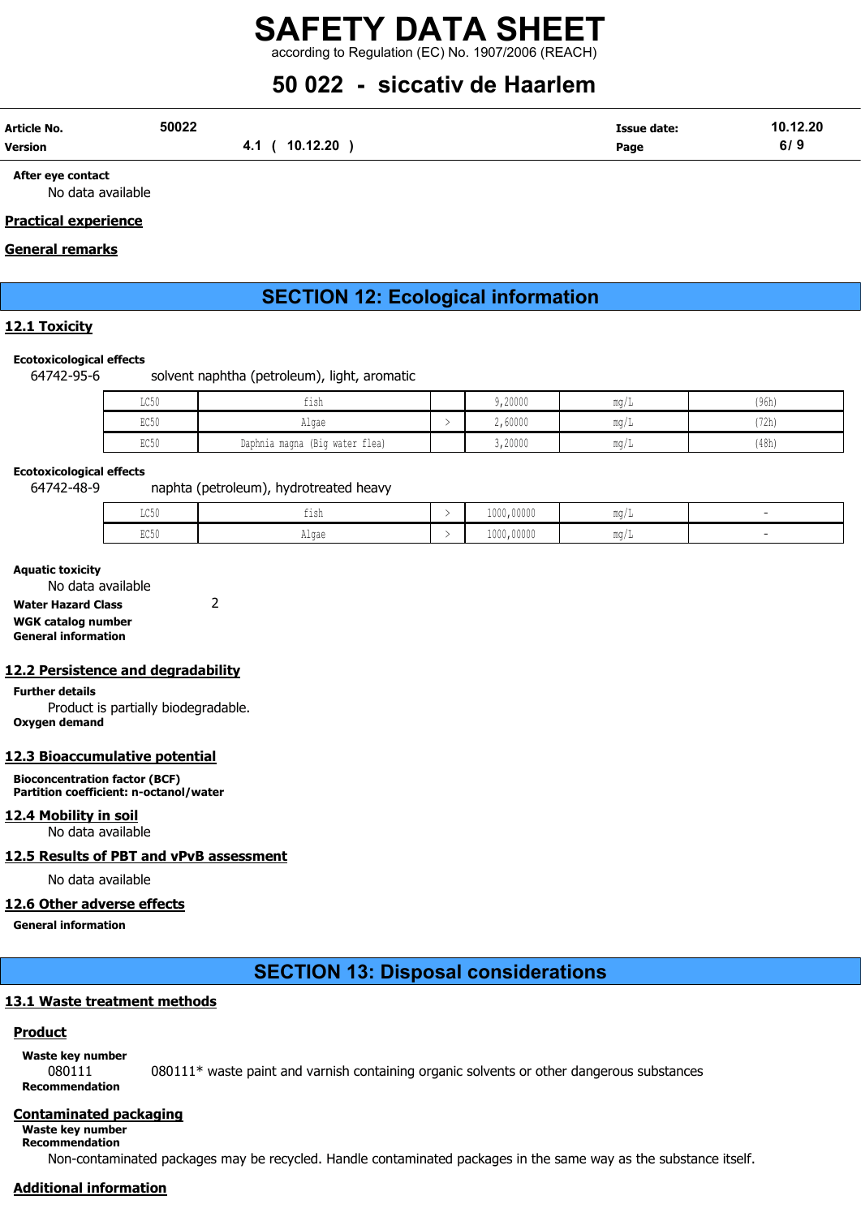**After eye contact**

No data available

**Practical experience**

**General remarks**

## SECTION 12: Ecological information

### 12.1 Toxicity

**Ecotoxicological effects**

64742-95-6 solvent naphtha (petroleum), light, aromatic

| | | | | | |
|---|---|---|---|---|---|
| LC50 | fish | | 9,20000 | mg/L | (96h) |
| EC50 | Algae | > | 2,60000 | mg/L | (72h) |
| EC50 | Daphnia magna (Big water flea) | | 3,20000 | mg/L | (48h) |

**Ecotoxicological effects**

64742-48-9 naphta (petroleum), hydrotreated heavy

| | | | | | |
|---|---|---|---|---|---|
| LC50 | fish | > | 1000,00000 | mg/L | - |
| EC50 | Algae | > | 1000,00000 | mg/L | - |

**Aquatic toxicity**

No data available

**Water Hazard Class** 2

**WGK catalog number**

**General information**

### 12.2 Persistence and degradability

**Further details**

Product is partially biodegradable.

**Oxygen demand**

### 12.3 Bioaccumulative potential

**Bioconcentration factor (BCF)**

**Partition coefficient: n-octanol/water**

### 12.4 Mobility in soil

No data available

### 12.5 Results of PBT and vPvB assessment

No data available

### 12.6 Other adverse effects

**General information**

## SECTION 13: Disposal considerations

### 13.1 Waste treatment methods

**Product**

**Waste key number**

080111 080111* waste paint and varnish containing organic solvents or other dangerous substances

**Recommendation**

**Contaminated packaging**

**Waste key number**

**Recommendation**

Non-contaminated packages may be recycled. Handle contaminated packages in the same way as the substance itself.

**Additional information**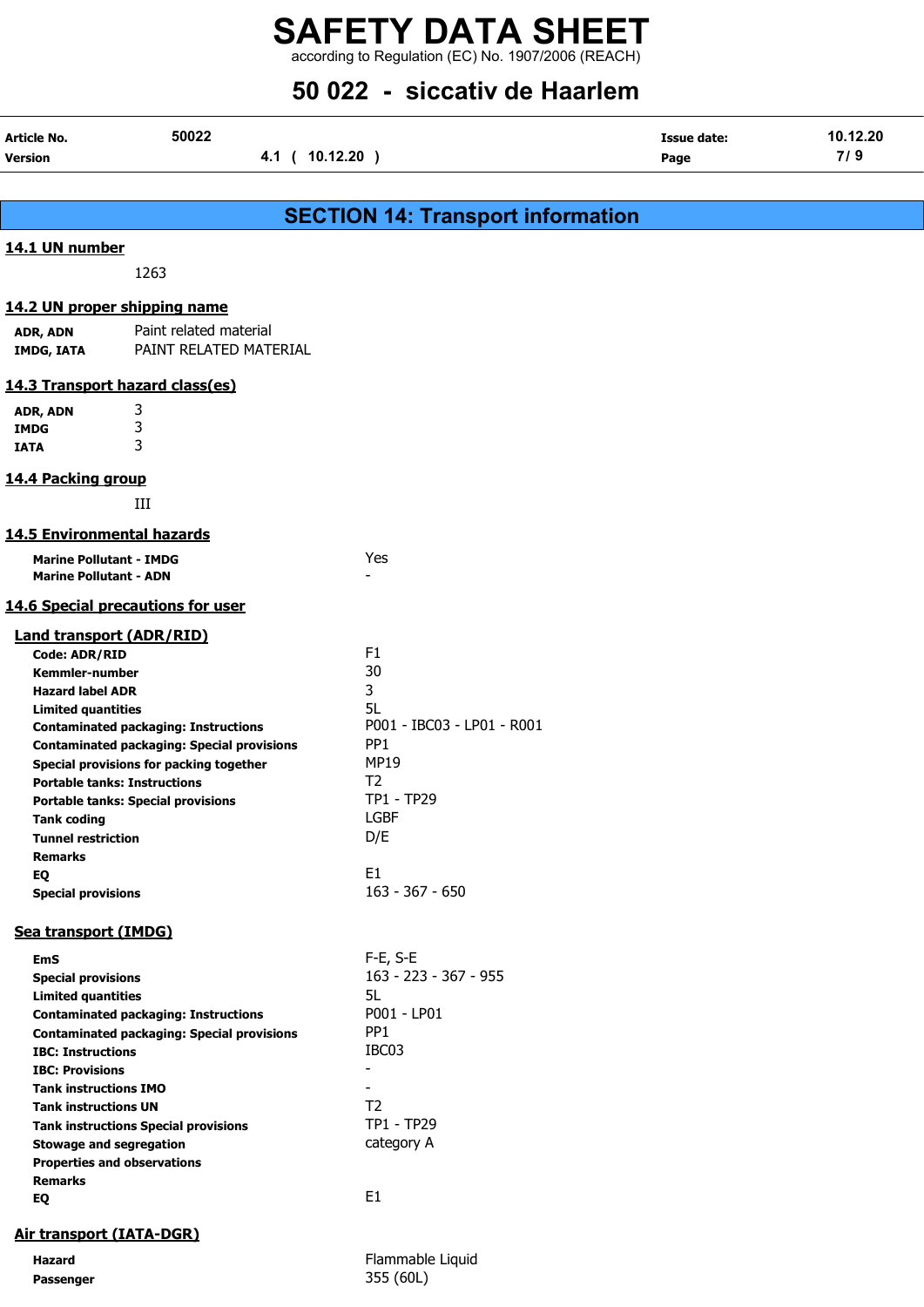## SECTION 14: Transport information

### 14.1 UN number

1263

### 14.2 UN proper shipping name

| | |
|---|---|
| **ADR, ADN** | Paint related material |
| **IMDG, IATA** | PAINT RELATED MATERIAL |

### 14.3 Transport hazard class(es)

| | |
|---|---|
| **ADR, ADN** | 3 |
| **IMDG** | 3 |
| **IATA** | 3 |

### 14.4 Packing group

III

### 14.5 Environmental hazards

| | |
|---|---|
| **Marine Pollutant - IMDG** | Yes |
| **Marine Pollutant - ADN** | - |

### 14.6 Special precautions for user

#### Land transport (ADR/RID)

| | |
|---|---|
| **Code: ADR/RID** | F1 |
| **Kemmler-number** | 30 |
| **Hazard label ADR** | 3 |
| **Limited quantities** | 5L |
| **Contaminated packaging: Instructions** | P001 - IBC03 - LP01 - R001 |
| **Contaminated packaging: Special provisions** | PP1 |
| **Special provisions for packing together** | MP19 |
| **Portable tanks: Instructions** | T2 |
| **Portable tanks: Special provisions** | TP1 - TP29 |
| **Tank coding** | LGBF |
| **Tunnel restriction** | D/E |
| **Remarks** | |
| **EQ** | E1 |
| **Special provisions** | 163 - 367 - 650 |

#### Sea transport (IMDG)

| | |
|---|---|
| **EmS** | F-E, S-E |
| **Special provisions** | 163 - 223 - 367 - 955 |
| **Limited quantities** | 5L |
| **Contaminated packaging: Instructions** | P001 - LP01 |
| **Contaminated packaging: Special provisions** | PP1 |
| **IBC: Instructions** | IBC03 |
| **IBC: Provisions** | - |
| **Tank instructions IMO** | - |
| **Tank instructions UN** | T2 |
| **Tank instructions Special provisions** | TP1 - TP29 |
| **Stowage and segregation** | category A |
| **Properties and observations** | |
| **Remarks** | |
| **EQ** | E1 |

#### Air transport (IATA-DGR)

| | |
|---|---|
| **Hazard** | Flammable Liquid |
| **Passenger** | 355 (60L) |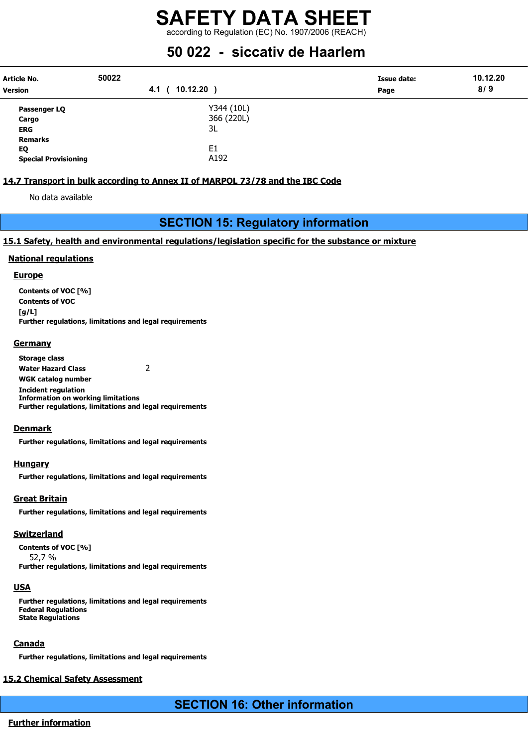| | |
|---|---|
| **Passenger LQ** | Y344 (10L) |
| **Cargo** | 366 (220L) |
| **ERG** | 3L |
| **Remarks** | |
| **EQ** | E1 |
| **Special Provisioning** | A192 |

### 14.7 Transport in bulk according to Annex II of MARPOL 73/78 and the IBC Code

No data available

## SECTION 15: Regulatory information

### 15.1 Safety, health and environmental regulations/legislation specific for the substance or mixture

#### National regulations

##### Europe

**Contents of VOC [%]**

**Contents of VOC [g/L]**

**Further regulations, limitations and legal requirements**

##### Germany

**Storage class**

**Water Hazard Class** 2

**WGK catalog number**

**Incident regulation**

**Information on working limitations**

**Further regulations, limitations and legal requirements**

##### Denmark

**Further regulations, limitations and legal requirements**

##### Hungary

**Further regulations, limitations and legal requirements**

##### Great Britain

**Further regulations, limitations and legal requirements**

##### Switzerland

**Contents of VOC [%]**

52,7 %

**Further regulations, limitations and legal requirements**

##### USA

**Further regulations, limitations and legal requirements**

**Federal Regulations**

**State Regulations**

##### Canada

**Further regulations, limitations and legal requirements**

### 15.2 Chemical Safety Assessment

## SECTION 16: Other information

#### Further information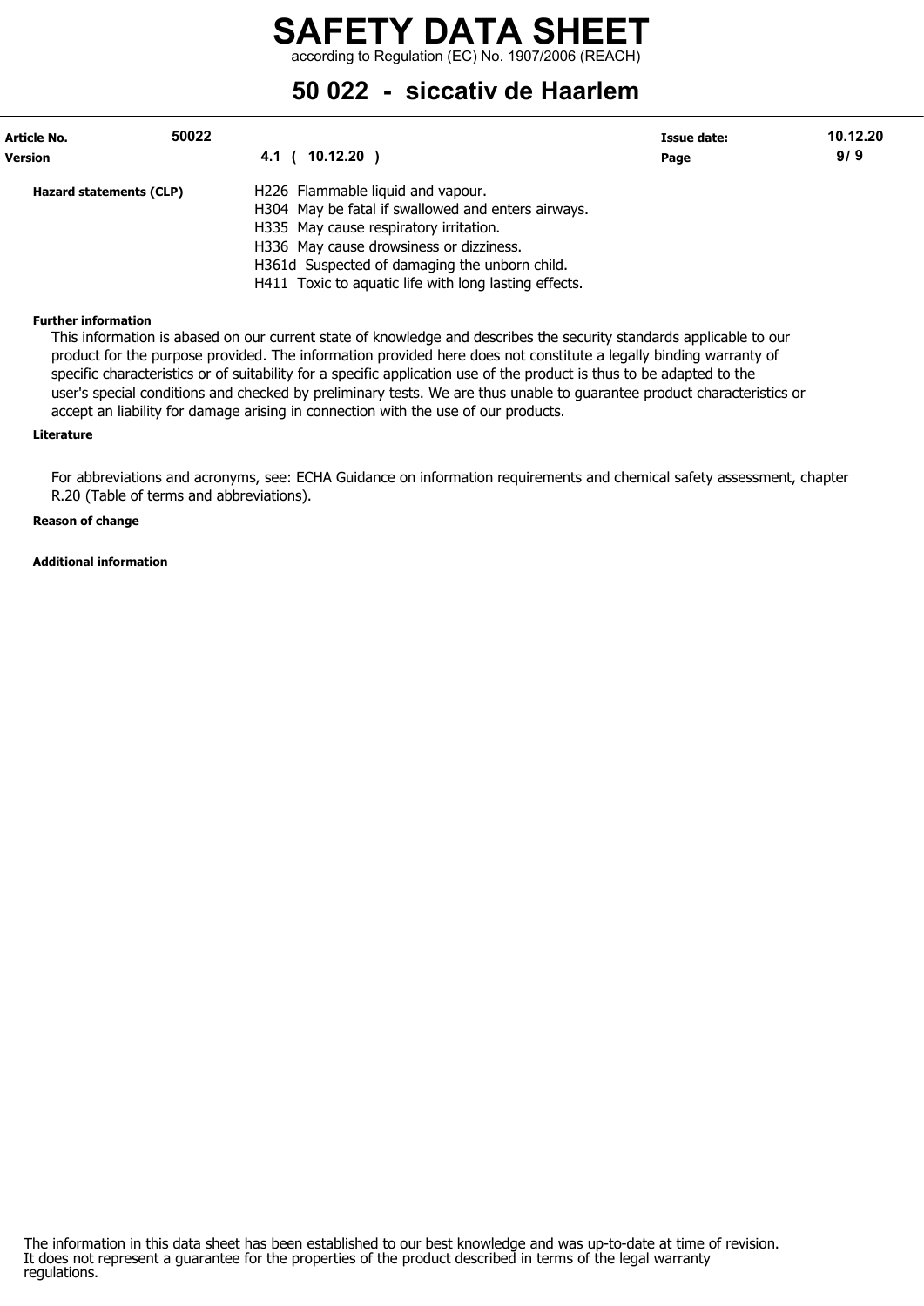**Hazard statements (CLP)**

H226 Flammable liquid and vapour.
H304 May be fatal if swallowed and enters airways.
H335 May cause respiratory irritation.
H336 May cause drowsiness or dizziness.
H361d Suspected of damaging the unborn child.
H411 Toxic to aquatic life with long lasting effects.

**Further information**

This information is abased on our current state of knowledge and describes the security standards applicable to our product for the purpose provided. The information provided here does not constitute a legally binding warranty of specific characteristics or of suitability for a specific application use of the product is thus to be adapted to the user's special conditions and checked by preliminary tests. We are thus unable to guarantee product characteristics or accept an liability for damage arising in connection with the use of our products.

**Literature**

For abbreviations and acronyms, see: ECHA Guidance on information requirements and chemical safety assessment, chapter R.20 (Table of terms and abbreviations).

**Reason of change**

**Additional information**